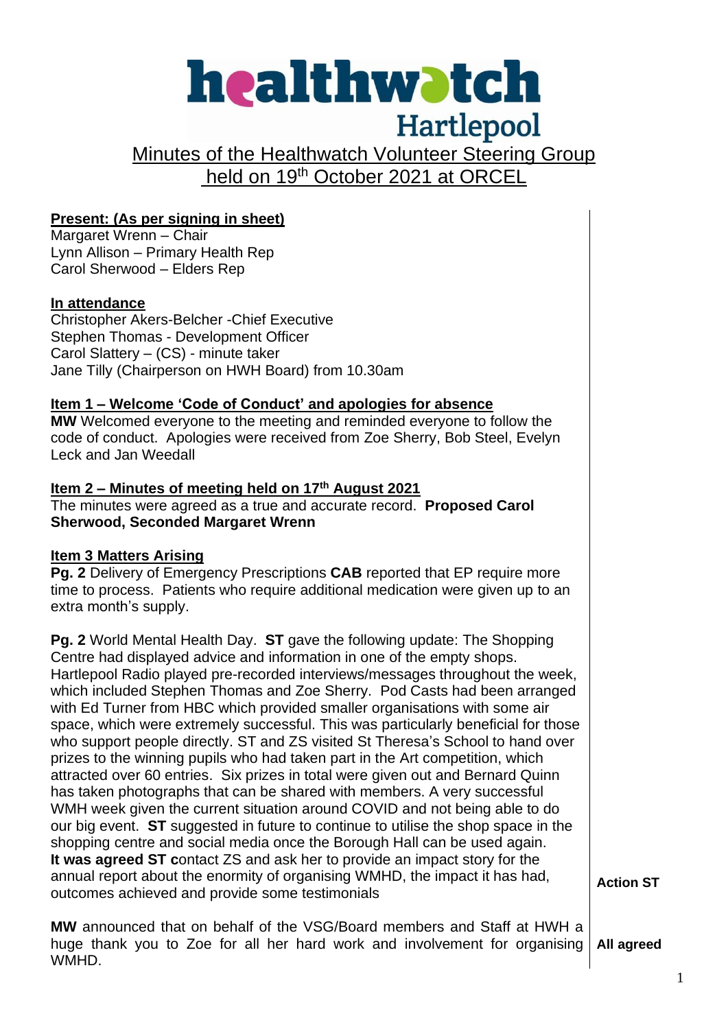# healthwatch Hartlepool

## Minutes of the Healthwatch Volunteer Steering Group held on 19th October 2021 at ORCEL

**Present: (As per signing in sheet)**
Margaret Wrenn – Chair
Lynn Allison – Primary Health Rep
Carol Sherwood – Elders Rep

**In attendance**
Christopher Akers-Belcher -Chief Executive
Stephen Thomas - Development Officer
Carol Slattery – (CS) - minute taker
Jane Tilly (Chairperson on HWH Board) from 10.30am

**Item 1 – Welcome 'Code of Conduct' and apologies for absence**
**MW** Welcomed everyone to the meeting and reminded everyone to follow the code of conduct. Apologies were received from Zoe Sherry, Bob Steel, Evelyn Leck and Jan Weedall

**Item 2 – Minutes of meeting held on 17th August 2021**
The minutes were agreed as a true and accurate record. **Proposed Carol Sherwood, Seconded Margaret Wrenn**

**Item 3 Matters Arising**
**Pg. 2** Delivery of Emergency Prescriptions **CAB** reported that EP require more time to process. Patients who require additional medication were given up to an extra month's supply.

**Pg. 2** World Mental Health Day. **ST** gave the following update: The Shopping Centre had displayed advice and information in one of the empty shops. Hartlepool Radio played pre-recorded interviews/messages throughout the week, which included Stephen Thomas and Zoe Sherry. Pod Casts had been arranged with Ed Turner from HBC which provided smaller organisations with some air space, which were extremely successful. This was particularly beneficial for those who support people directly. ST and ZS visited St Theresa's School to hand over prizes to the winning pupils who had taken part in the Art competition, which attracted over 60 entries. Six prizes in total were given out and Bernard Quinn has taken photographs that can be shared with members. A very successful WMH week given the current situation around COVID and not being able to do our big event. **ST** suggested in future to continue to utilise the shop space in the shopping centre and social media once the Borough Hall can be used again.
**It was agreed ST c**ontact ZS and ask her to provide an impact story for the annual report about the enormity of organising WMHD, the impact it has had, outcomes achieved and provide some testimonials — **Action ST**

**MW** announced that on behalf of the VSG/Board members and Staff at HWH a huge thank you to Zoe for all her hard work and involvement for organising WMHD. — **All agreed**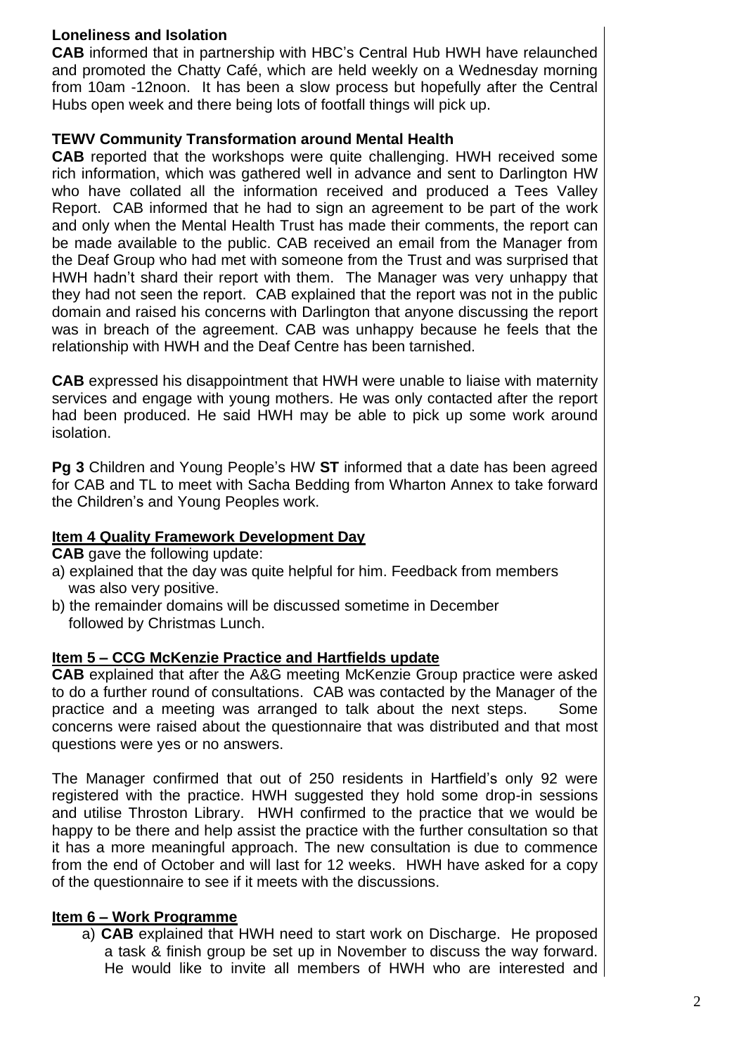**Loneliness and Isolation**

**CAB** informed that in partnership with HBC's Central Hub HWH have relaunched and promoted the Chatty Café, which are held weekly on a Wednesday morning from 10am -12noon. It has been a slow process but hopefully after the Central Hubs open week and there being lots of footfall things will pick up.

**TEWV Community Transformation around Mental Health**

**CAB** reported that the workshops were quite challenging. HWH received some rich information, which was gathered well in advance and sent to Darlington HW who have collated all the information received and produced a Tees Valley Report. CAB informed that he had to sign an agreement to be part of the work and only when the Mental Health Trust has made their comments, the report can be made available to the public. CAB received an email from the Manager from the Deaf Group who had met with someone from the Trust and was surprised that HWH hadn't shard their report with them. The Manager was very unhappy that they had not seen the report. CAB explained that the report was not in the public domain and raised his concerns with Darlington that anyone discussing the report was in breach of the agreement. CAB was unhappy because he feels that the relationship with HWH and the Deaf Centre has been tarnished.

**CAB** expressed his disappointment that HWH were unable to liaise with maternity services and engage with young mothers. He was only contacted after the report had been produced. He said HWH may be able to pick up some work around isolation.

**Pg 3** Children and Young People's HW **ST** informed that a date has been agreed for CAB and TL to meet with Sacha Bedding from Wharton Annex to take forward the Children's and Young Peoples work.

## Item 4 Quality Framework Development Day

**CAB** gave the following update:

a) explained that the day was quite helpful for him. Feedback from members was also very positive.
b) the remainder domains will be discussed sometime in December followed by Christmas Lunch.

## Item 5 – CCG McKenzie Practice and Hartfields update

**CAB** explained that after the A&G meeting McKenzie Group practice were asked to do a further round of consultations. CAB was contacted by the Manager of the practice and a meeting was arranged to talk about the next steps. Some concerns were raised about the questionnaire that was distributed and that most questions were yes or no answers.

The Manager confirmed that out of 250 residents in Hartfield's only 92 were registered with the practice. HWH suggested they hold some drop-in sessions and utilise Throston Library. HWH confirmed to the practice that we would be happy to be there and help assist the practice with the further consultation so that it has a more meaningful approach. The new consultation is due to commence from the end of October and will last for 12 weeks. HWH have asked for a copy of the questionnaire to see if it meets with the discussions.

## Item 6 – Work Programme

a) **CAB** explained that HWH need to start work on Discharge. He proposed a task & finish group be set up in November to discuss the way forward. He would like to invite all members of HWH who are interested and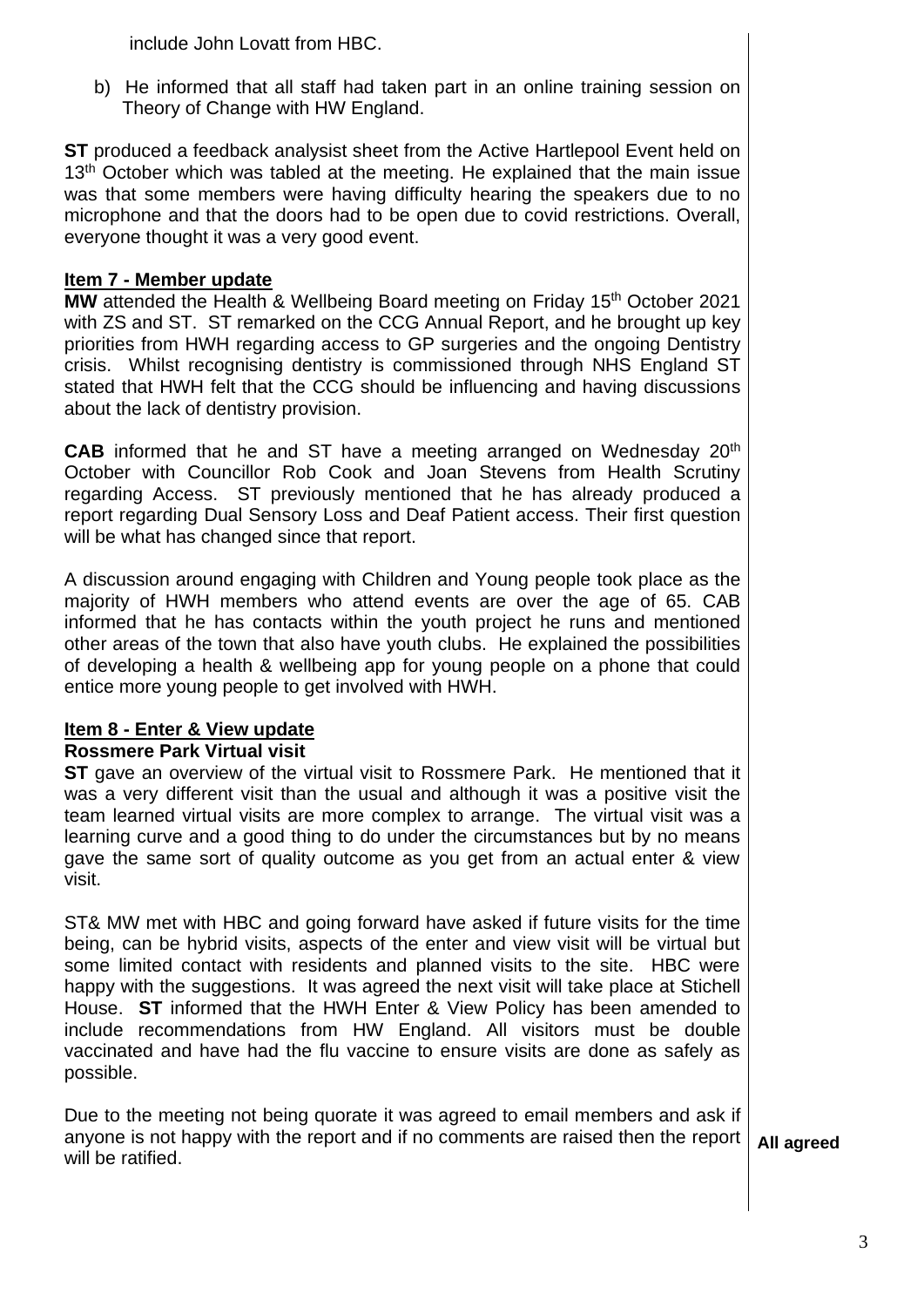include John Lovatt from HBC.

b) He informed that all staff had taken part in an online training session on Theory of Change with HW England.

**ST** produced a feedback analysist sheet from the Active Hartlepool Event held on 13th October which was tabled at the meeting. He explained that the main issue was that some members were having difficulty hearing the speakers due to no microphone and that the doors had to be open due to covid restrictions. Overall, everyone thought it was a very good event.

**Item 7 - Member update**

**MW** attended the Health & Wellbeing Board meeting on Friday 15th October 2021 with ZS and ST. ST remarked on the CCG Annual Report, and he brought up key priorities from HWH regarding access to GP surgeries and the ongoing Dentistry crisis. Whilst recognising dentistry is commissioned through NHS England ST stated that HWH felt that the CCG should be influencing and having discussions about the lack of dentistry provision.

**CAB** informed that he and ST have a meeting arranged on Wednesday 20th October with Councillor Rob Cook and Joan Stevens from Health Scrutiny regarding Access. ST previously mentioned that he has already produced a report regarding Dual Sensory Loss and Deaf Patient access. Their first question will be what has changed since that report.

A discussion around engaging with Children and Young people took place as the majority of HWH members who attend events are over the age of 65. CAB informed that he has contacts within the youth project he runs and mentioned other areas of the town that also have youth clubs. He explained the possibilities of developing a health & wellbeing app for young people on a phone that could entice more young people to get involved with HWH.

**Item 8 - Enter & View update**

**Rossmere Park Virtual visit**

**ST** gave an overview of the virtual visit to Rossmere Park. He mentioned that it was a very different visit than the usual and although it was a positive visit the team learned virtual visits are more complex to arrange. The virtual visit was a learning curve and a good thing to do under the circumstances but by no means gave the same sort of quality outcome as you get from an actual enter & view visit.

ST& MW met with HBC and going forward have asked if future visits for the time being, can be hybrid visits, aspects of the enter and view visit will be virtual but some limited contact with residents and planned visits to the site. HBC were happy with the suggestions. It was agreed the next visit will take place at Stichell House. **ST** informed that the HWH Enter & View Policy has been amended to include recommendations from HW England. All visitors must be double vaccinated and have had the flu vaccine to ensure visits are done as safely as possible.

Due to the meeting not being quorate it was agreed to email members and ask if anyone is not happy with the report and if no comments are raised then the report will be ratified.

**All agreed**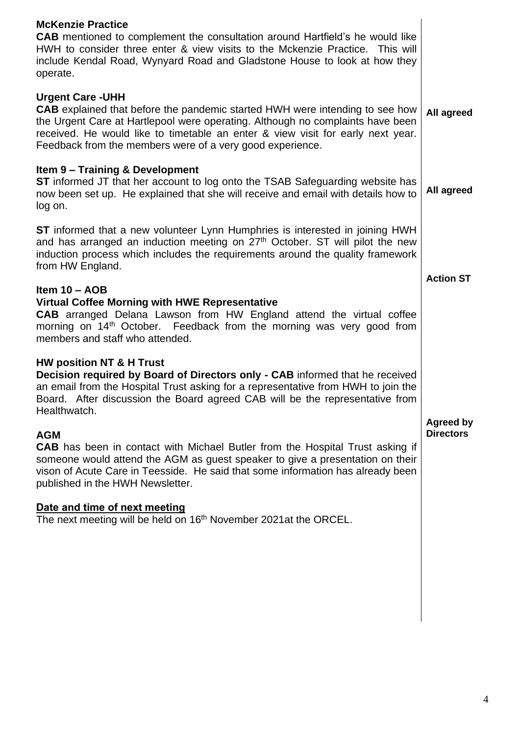**McKenzie Practice**
**CAB** mentioned to complement the consultation around Hartfield's he would like HWH to consider three enter & view visits to the Mckenzie Practice. This will include Kendal Road, Wynyard Road and Gladstone House to look at how they operate.

**Urgent Care -UHH**
**CAB** explained that before the pandemic started HWH were intending to see how the Urgent Care at Hartlepool were operating. Although no complaints have been received. He would like to timetable an enter & view visit for early next year. Feedback from the members were of a very good experience.

**All agreed**

**Item 9 – Training & Development**
**ST** informed JT that her account to log onto the TSAB Safeguarding website has now been set up. He explained that she will receive and email with details how to log on.

**All agreed**

**ST** informed that a new volunteer Lynn Humphries is interested in joining HWH and has arranged an induction meeting on 27th October. ST will pilot the new induction process which includes the requirements around the quality framework from HW England.

**Action ST**

**Item 10 – AOB**
**Virtual Coffee Morning with HWE Representative**
**CAB** arranged Delana Lawson from HW England attend the virtual coffee morning on 14th October. Feedback from the morning was very good from members and staff who attended.

**HW position NT & H Trust**
**Decision required by Board of Directors only - CAB** informed that he received an email from the Hospital Trust asking for a representative from HWH to join the Board. After discussion the Board agreed CAB will be the representative from Healthwatch.

**Agreed by Directors**

**AGM**
**CAB** has been in contact with Michael Butler from the Hospital Trust asking if someone would attend the AGM as guest speaker to give a presentation on their vison of Acute Care in Teesside. He said that some information has already been published in the HWH Newsletter.

**Date and time of next meeting**
The next meeting will be held on 16th November 2021at the ORCEL.